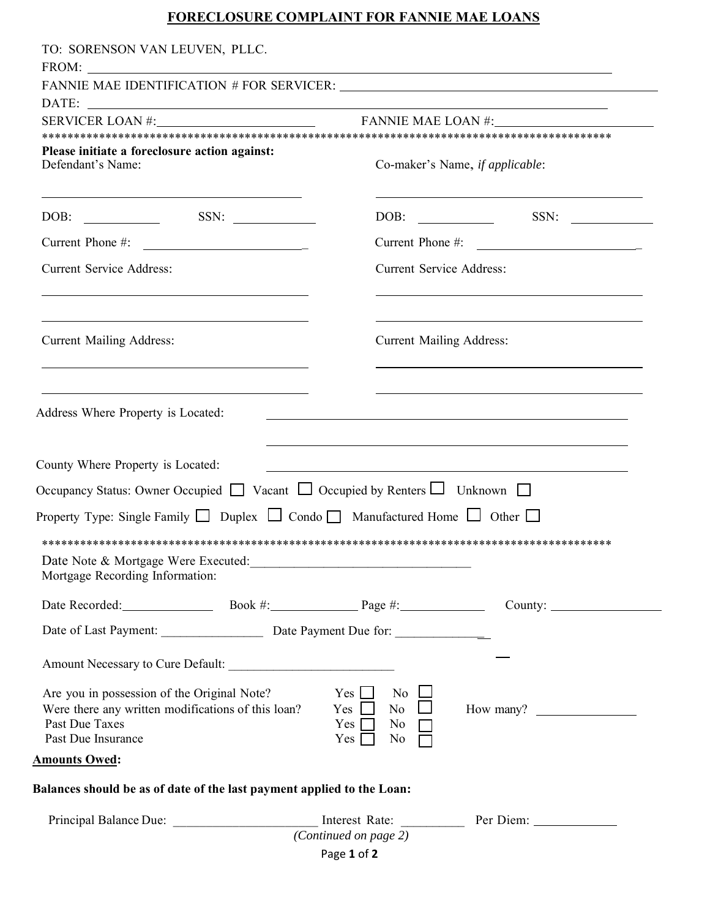# FORECLOSURE COMPLAINT FOR FANNIE MAE LOANS

TO: SORENSON VAN LEUVEN, PLLC.

FROM: ______________________________

FANNIE MAE IDENTIFICATION # FOR SERVICER: ______________________________

DATE: ______________________________

SERVICER LOAN #: ______________________ FANNIE MAE LOAN #: ______________________

******************************************************************************************

**Please initiate a foreclosure action against:**

| | |
|---|---|
| Defendant's Name: | Co-maker's Name, *if applicable*: |
| ______________________________ | ______________________________ |
| DOB: __________ SSN: __________ | DOB: __________ SSN: __________ |
| Current Phone #: ______________________ | Current Phone #: ______________________ |
| Current Service Address: | Current Service Address: |
| ______________________________ | ______________________________ |
| ______________________________ | ______________________________ |
| Current Mailing Address: | Current Mailing Address: |
| ______________________________ | ______________________________ |
| ______________________________ | ______________________________ |

Address Where Property is Located: ______________________________

______________________________

County Where Property is Located: ______________________________

Occupancy Status: Owner Occupied ☐ Vacant ☐ Occupied by Renters ☐ Unknown ☐

Property Type: Single Family ☐ Duplex ☐ Condo ☐ Manufactured Home ☐ Other ☐

******************************************************************************************

Date Note & Mortgage Were Executed: ______________________________

Mortgage Recording Information:

Date Recorded: ____________ Book #: ____________ Page #: ____________ County: ______________

Date of Last Payment: ______________ Date Payment Due for: ______________

Amount Necessary to Cure Default: ______________________

| | | | |
|---|---|---|---|
| Are you in possession of the Original Note? | Yes ☐ | No ☐ | |
| Were there any written modifications of this loan? | Yes ☐ | No ☐ | How many? ____________ |
| Past Due Taxes | Yes ☐ | No ☐ | |
| Past Due Insurance | Yes ☐ | No ☐ | |

**Amounts Owed:**

**Balances should be as of date of the last payment applied to the Loan:**

Principal Balance Due: ____________________ Interest Rate: __________ Per Diem: ____________

*(Continued on page 2)*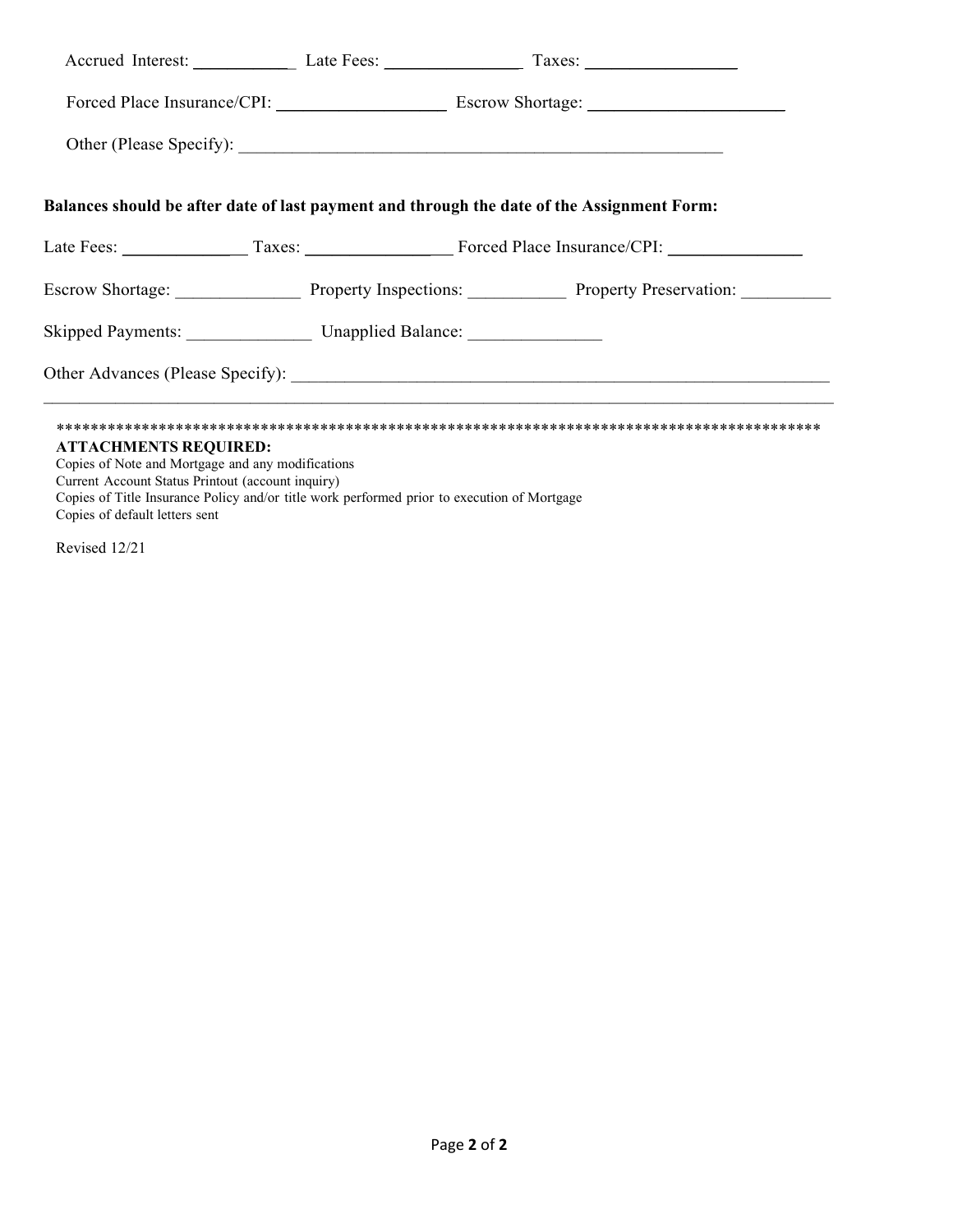Accrued Interest: ___________ Late Fees: _______________ Taxes: ________________

Forced Place Insurance/CPI: ___________________ Escrow Shortage: _____________________

Other (Please Specify): _______________________________________________________

**Balances should be after date of last payment and through the date of the Assignment Form:**

Late Fees: ______________ Taxes: _______________ Forced Place Insurance/CPI: _______________

Escrow Shortage: ______________ Property Inspections: ___________ Property Preservation: __________

Skipped Payments: ______________ Unapplied Balance: _______________

Other Advances (Please Specify): ____________________________________________________________

___________________________________________________________________________________________

*****************************************************************************************************

**ATTACHMENTS REQUIRED:**

Copies of Note and Mortgage and any modifications

Current Account Status Printout (account inquiry)

Copies of Title Insurance Policy and/or title work performed prior to execution of Mortgage

Copies of default letters sent

Revised 12/21